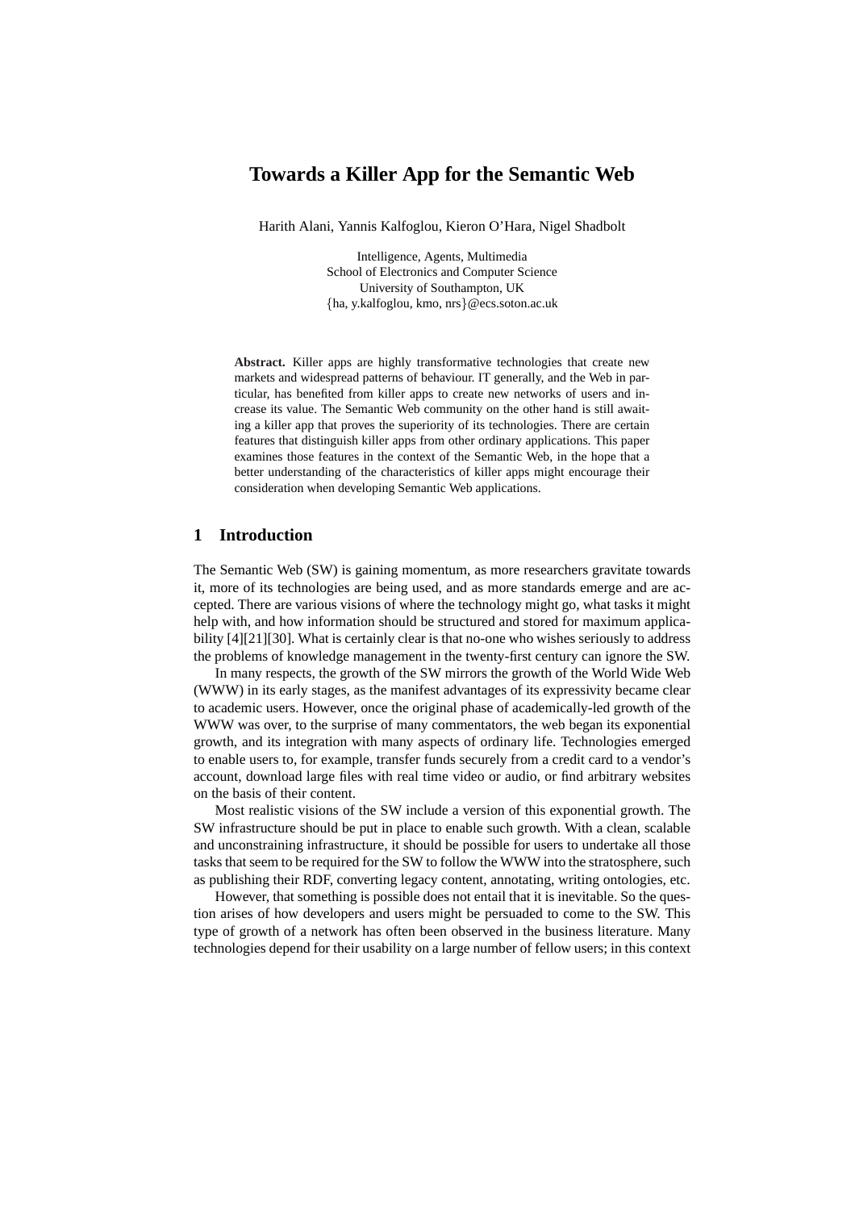# Towards a Killer App for the Semantic Web

Harith Alani, Yannis Kalfoglou, Kieron O'Hara, Nigel Shadbolt

Intelligence, Agents, Multimedia
School of Electronics and Computer Science
University of Southampton, UK
{ha, y.kalfoglou, kmo, nrs}@ecs.soton.ac.uk

**Abstract.** Killer apps are highly transformative technologies that create new markets and widespread patterns of behaviour. IT generally, and the Web in particular, has benefited from killer apps to create new networks of users and increase its value. The Semantic Web community on the other hand is still awaiting a killer app that proves the superiority of its technologies. There are certain features that distinguish killer apps from other ordinary applications. This paper examines those features in the context of the Semantic Web, in the hope that a better understanding of the characteristics of killer apps might encourage their consideration when developing Semantic Web applications.

## 1 Introduction

The Semantic Web (SW) is gaining momentum, as more researchers gravitate towards it, more of its technologies are being used, and as more standards emerge and are accepted. There are various visions of where the technology might go, what tasks it might help with, and how information should be structured and stored for maximum applicability [4][21][30]. What is certainly clear is that no-one who wishes seriously to address the problems of knowledge management in the twenty-first century can ignore the SW.

In many respects, the growth of the SW mirrors the growth of the World Wide Web (WWW) in its early stages, as the manifest advantages of its expressivity became clear to academic users. However, once the original phase of academically-led growth of the WWW was over, to the surprise of many commentators, the web began its exponential growth, and its integration with many aspects of ordinary life. Technologies emerged to enable users to, for example, transfer funds securely from a credit card to a vendor's account, download large files with real time video or audio, or find arbitrary websites on the basis of their content.

Most realistic visions of the SW include a version of this exponential growth. The SW infrastructure should be put in place to enable such growth. With a clean, scalable and unconstraining infrastructure, it should be possible for users to undertake all those tasks that seem to be required for the SW to follow the WWW into the stratosphere, such as publishing their RDF, converting legacy content, annotating, writing ontologies, etc.

However, that something is possible does not entail that it is inevitable. So the question arises of how developers and users might be persuaded to come to the SW. This type of growth of a network has often been observed in the business literature. Many technologies depend for their usability on a large number of fellow users; in this context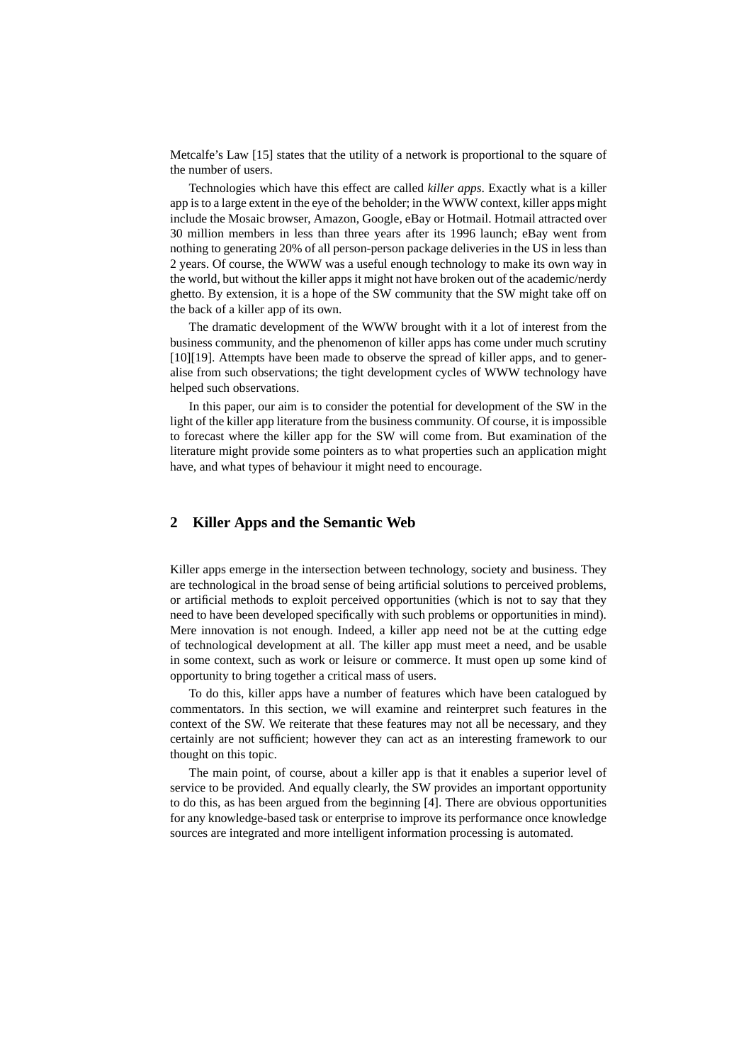Metcalfe's Law [15] states that the utility of a network is proportional to the square of the number of users.

Technologies which have this effect are called *killer apps*. Exactly what is a killer app is to a large extent in the eye of the beholder; in the WWW context, killer apps might include the Mosaic browser, Amazon, Google, eBay or Hotmail. Hotmail attracted over 30 million members in less than three years after its 1996 launch; eBay went from nothing to generating 20% of all person-person package deliveries in the US in less than 2 years. Of course, the WWW was a useful enough technology to make its own way in the world, but without the killer apps it might not have broken out of the academic/nerdy ghetto. By extension, it is a hope of the SW community that the SW might take off on the back of a killer app of its own.

The dramatic development of the WWW brought with it a lot of interest from the business community, and the phenomenon of killer apps has come under much scrutiny [10][19]. Attempts have been made to observe the spread of killer apps, and to generalise from such observations; the tight development cycles of WWW technology have helped such observations.

In this paper, our aim is to consider the potential for development of the SW in the light of the killer app literature from the business community. Of course, it is impossible to forecast where the killer app for the SW will come from. But examination of the literature might provide some pointers as to what properties such an application might have, and what types of behaviour it might need to encourage.

## 2 Killer Apps and the Semantic Web

Killer apps emerge in the intersection between technology, society and business. They are technological in the broad sense of being artificial solutions to perceived problems, or artificial methods to exploit perceived opportunities (which is not to say that they need to have been developed specifically with such problems or opportunities in mind). Mere innovation is not enough. Indeed, a killer app need not be at the cutting edge of technological development at all. The killer app must meet a need, and be usable in some context, such as work or leisure or commerce. It must open up some kind of opportunity to bring together a critical mass of users.

To do this, killer apps have a number of features which have been catalogued by commentators. In this section, we will examine and reinterpret such features in the context of the SW. We reiterate that these features may not all be necessary, and they certainly are not sufficient; however they can act as an interesting framework to our thought on this topic.

The main point, of course, about a killer app is that it enables a superior level of service to be provided. And equally clearly, the SW provides an important opportunity to do this, as has been argued from the beginning [4]. There are obvious opportunities for any knowledge-based task or enterprise to improve its performance once knowledge sources are integrated and more intelligent information processing is automated.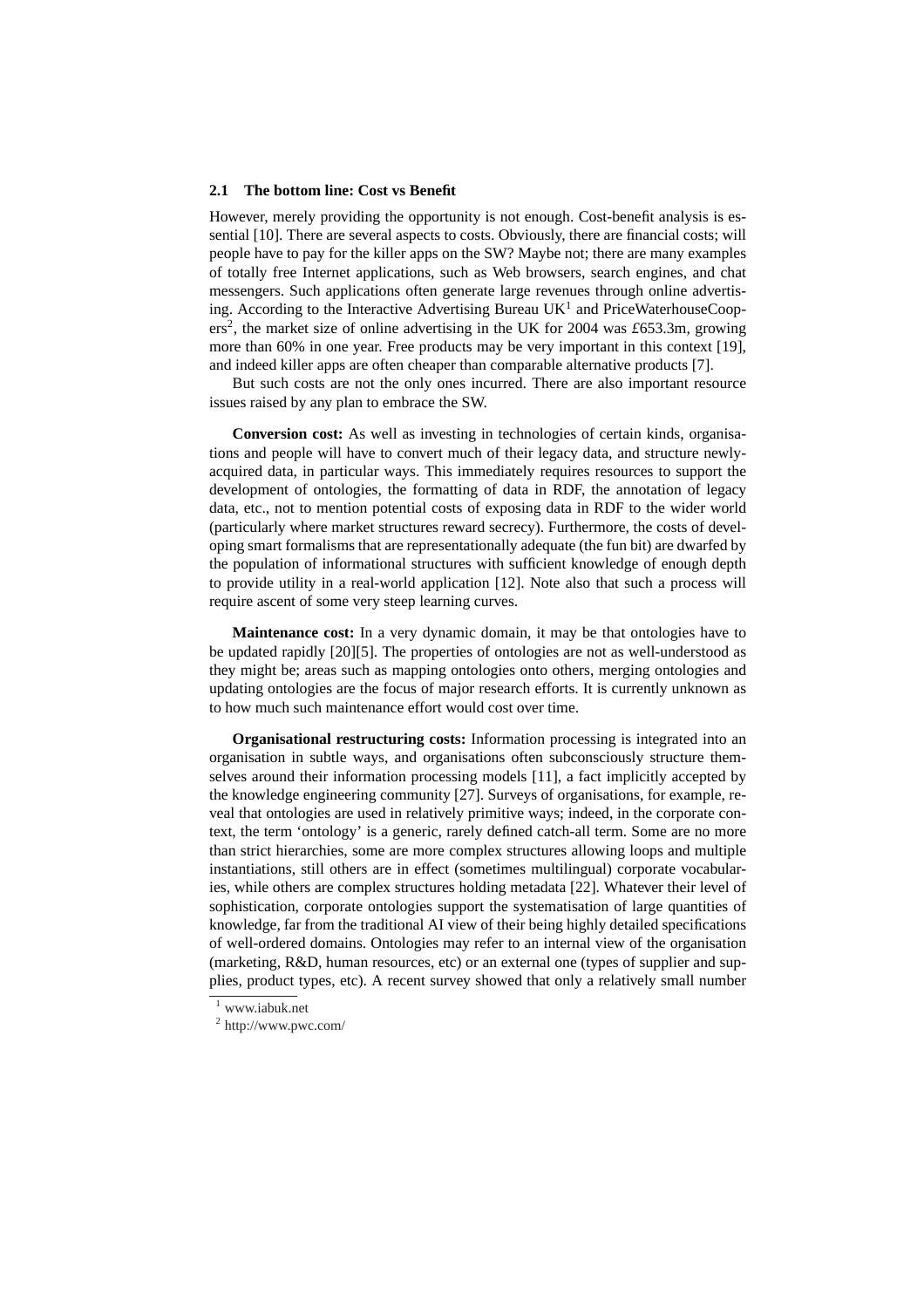### 2.1 The bottom line: Cost vs Benefit

However, merely providing the opportunity is not enough. Cost-benefit analysis is essential [10]. There are several aspects to costs. Obviously, there are financial costs; will people have to pay for the killer apps on the SW? Maybe not; there are many examples of totally free Internet applications, such as Web browsers, search engines, and chat messengers. Such applications often generate large revenues through online advertising. According to the Interactive Advertising Bureau UK[1] and PriceWaterhouseCoopers[2], the market size of online advertising in the UK for 2004 was £653.3m, growing more than 60% in one year. Free products may be very important in this context [19], and indeed killer apps are often cheaper than comparable alternative products [7].

But such costs are not the only ones incurred. There are also important resource issues raised by any plan to embrace the SW.

**Conversion cost:** As well as investing in technologies of certain kinds, organisations and people will have to convert much of their legacy data, and structure newly-acquired data, in particular ways. This immediately requires resources to support the development of ontologies, the formatting of data in RDF, the annotation of legacy data, etc., not to mention potential costs of exposing data in RDF to the wider world (particularly where market structures reward secrecy). Furthermore, the costs of developing smart formalisms that are representationally adequate (the fun bit) are dwarfed by the population of informational structures with sufficient knowledge of enough depth to provide utility in a real-world application [12]. Note also that such a process will require ascent of some very steep learning curves.

**Maintenance cost:** In a very dynamic domain, it may be that ontologies have to be updated rapidly [20][5]. The properties of ontologies are not as well-understood as they might be; areas such as mapping ontologies onto others, merging ontologies and updating ontologies are the focus of major research efforts. It is currently unknown as to how much such maintenance effort would cost over time.

**Organisational restructuring costs:** Information processing is integrated into an organisation in subtle ways, and organisations often subconsciously structure themselves around their information processing models [11], a fact implicitly accepted by the knowledge engineering community [27]. Surveys of organisations, for example, reveal that ontologies are used in relatively primitive ways; indeed, in the corporate context, the term 'ontology' is a generic, rarely defined catch-all term. Some are no more than strict hierarchies, some are more complex structures allowing loops and multiple instantiations, still others are in effect (sometimes multilingual) corporate vocabularies, while others are complex structures holding metadata [22]. Whatever their level of sophistication, corporate ontologies support the systematisation of large quantities of knowledge, far from the traditional AI view of their being highly detailed specifications of well-ordered domains. Ontologies may refer to an internal view of the organisation (marketing, R&D, human resources, etc) or an external one (types of supplier and supplies, product types, etc). A recent survey showed that only a relatively small number

[1] www.iabuk.net

[2] http://www.pwc.com/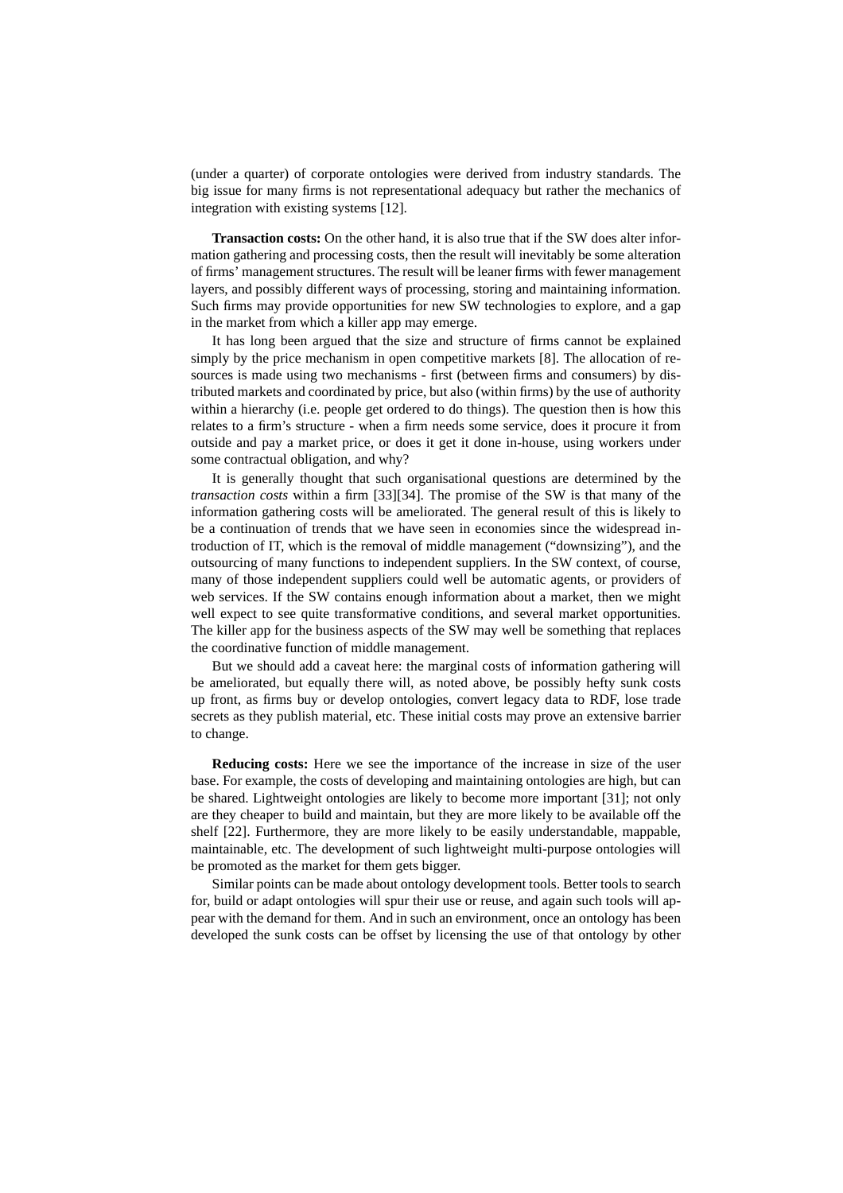(under a quarter) of corporate ontologies were derived from industry standards. The big issue for many firms is not representational adequacy but rather the mechanics of integration with existing systems [12].

**Transaction costs:** On the other hand, it is also true that if the SW does alter information gathering and processing costs, then the result will inevitably be some alteration of firms' management structures. The result will be leaner firms with fewer management layers, and possibly different ways of processing, storing and maintaining information. Such firms may provide opportunities for new SW technologies to explore, and a gap in the market from which a killer app may emerge.

It has long been argued that the size and structure of firms cannot be explained simply by the price mechanism in open competitive markets [8]. The allocation of resources is made using two mechanisms - first (between firms and consumers) by distributed markets and coordinated by price, but also (within firms) by the use of authority within a hierarchy (i.e. people get ordered to do things). The question then is how this relates to a firm's structure - when a firm needs some service, does it procure it from outside and pay a market price, or does it get it done in-house, using workers under some contractual obligation, and why?

It is generally thought that such organisational questions are determined by the *transaction costs* within a firm [33][34]. The promise of the SW is that many of the information gathering costs will be ameliorated. The general result of this is likely to be a continuation of trends that we have seen in economies since the widespread introduction of IT, which is the removal of middle management ("downsizing"), and the outsourcing of many functions to independent suppliers. In the SW context, of course, many of those independent suppliers could well be automatic agents, or providers of web services. If the SW contains enough information about a market, then we might well expect to see quite transformative conditions, and several market opportunities. The killer app for the business aspects of the SW may well be something that replaces the coordinative function of middle management.

But we should add a caveat here: the marginal costs of information gathering will be ameliorated, but equally there will, as noted above, be possibly hefty sunk costs up front, as firms buy or develop ontologies, convert legacy data to RDF, lose trade secrets as they publish material, etc. These initial costs may prove an extensive barrier to change.

**Reducing costs:** Here we see the importance of the increase in size of the user base. For example, the costs of developing and maintaining ontologies are high, but can be shared. Lightweight ontologies are likely to become more important [31]; not only are they cheaper to build and maintain, but they are more likely to be available off the shelf [22]. Furthermore, they are more likely to be easily understandable, mappable, maintainable, etc. The development of such lightweight multi-purpose ontologies will be promoted as the market for them gets bigger.

Similar points can be made about ontology development tools. Better tools to search for, build or adapt ontologies will spur their use or reuse, and again such tools will appear with the demand for them. And in such an environment, once an ontology has been developed the sunk costs can be offset by licensing the use of that ontology by other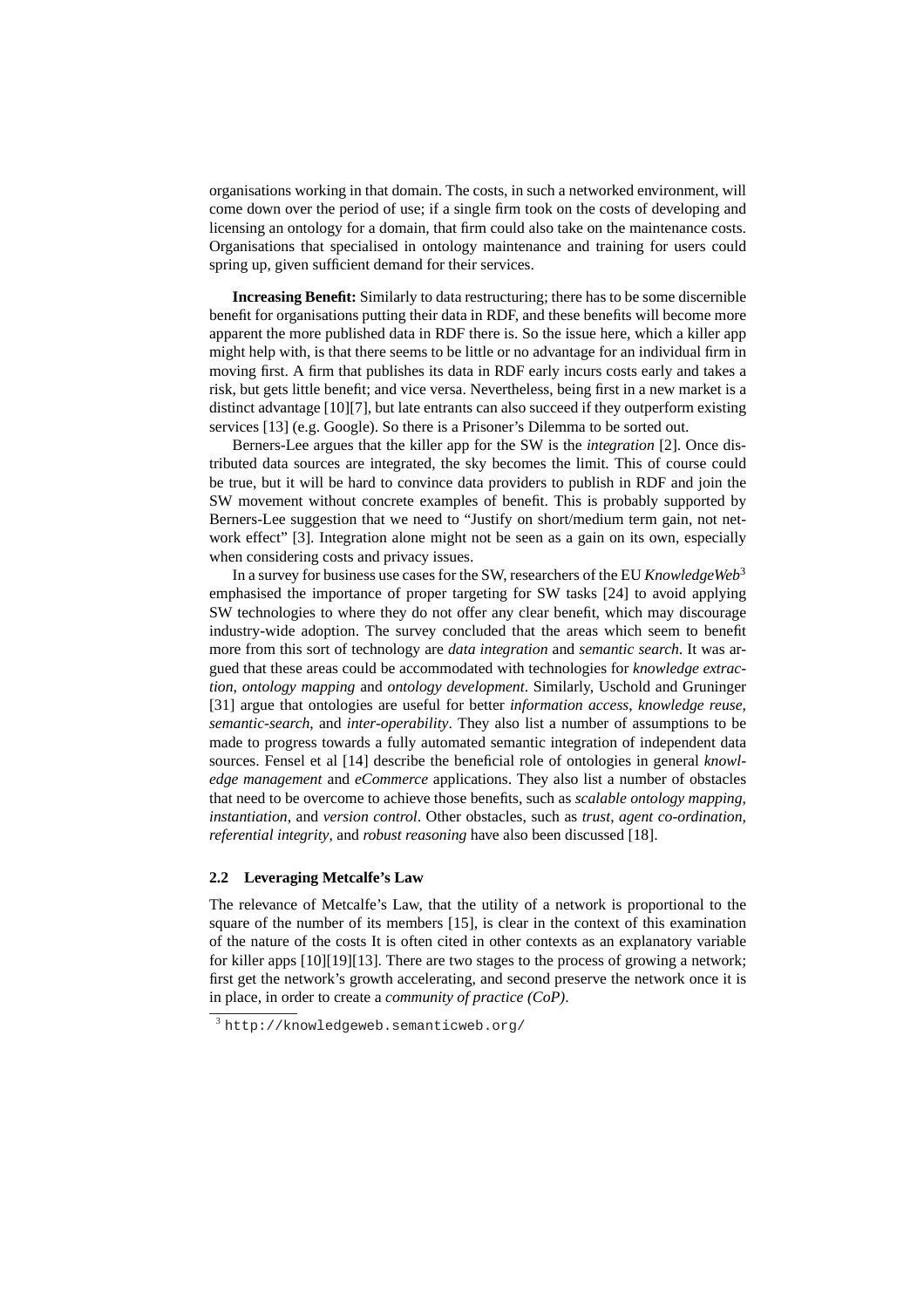organisations working in that domain. The costs, in such a networked environment, will come down over the period of use; if a single firm took on the costs of developing and licensing an ontology for a domain, that firm could also take on the maintenance costs. Organisations that specialised in ontology maintenance and training for users could spring up, given sufficient demand for their services.

**Increasing Benefit:** Similarly to data restructuring; there has to be some discernible benefit for organisations putting their data in RDF, and these benefits will become more apparent the more published data in RDF there is. So the issue here, which a killer app might help with, is that there seems to be little or no advantage for an individual firm in moving first. A firm that publishes its data in RDF early incurs costs early and takes a risk, but gets little benefit; and vice versa. Nevertheless, being first in a new market is a distinct advantage [10][7], but late entrants can also succeed if they outperform existing services [13] (e.g. Google). So there is a Prisoner's Dilemma to be sorted out.

Berners-Lee argues that the killer app for the SW is the *integration* [2]. Once distributed data sources are integrated, the sky becomes the limit. This of course could be true, but it will be hard to convince data providers to publish in RDF and join the SW movement without concrete examples of benefit. This is probably supported by Berners-Lee suggestion that we need to "Justify on short/medium term gain, not network effect" [3]. Integration alone might not be seen as a gain on its own, especially when considering costs and privacy issues.

In a survey for business use cases for the SW, researchers of the EU *KnowledgeWeb*[3] emphasised the importance of proper targeting for SW tasks [24] to avoid applying SW technologies to where they do not offer any clear benefit, which may discourage industry-wide adoption. The survey concluded that the areas which seem to benefit more from this sort of technology are *data integration* and *semantic search*. It was argued that these areas could be accommodated with technologies for *knowledge extraction*, *ontology mapping* and *ontology development*. Similarly, Uschold and Gruninger [31] argue that ontologies are useful for better *information access*, *knowledge reuse*, *semantic-search*, and *inter-operability*. They also list a number of assumptions to be made to progress towards a fully automated semantic integration of independent data sources. Fensel et al [14] describe the beneficial role of ontologies in general *knowledge management* and *eCommerce* applications. They also list a number of obstacles that need to be overcome to achieve those benefits, such as *scalable ontology mapping*, *instantiation*, and *version control*. Other obstacles, such as *trust*, *agent co-ordination*, *referential integrity*, and *robust reasoning* have also been discussed [18].

### 2.2 Leveraging Metcalfe's Law

The relevance of Metcalfe's Law, that the utility of a network is proportional to the square of the number of its members [15], is clear in the context of this examination of the nature of the costs It is often cited in other contexts as an explanatory variable for killer apps [10][19][13]. There are two stages to the process of growing a network; first get the network's growth accelerating, and second preserve the network once it is in place, in order to create a *community of practice (CoP)*.

[3] http://knowledgeweb.semanticweb.org/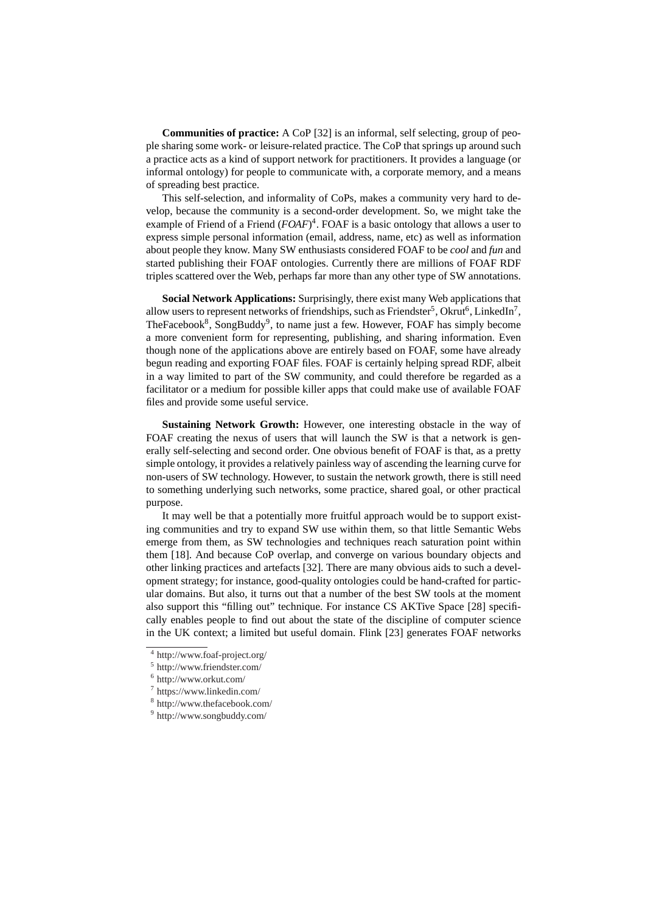**Communities of practice:** A CoP [32] is an informal, self selecting, group of people sharing some work- or leisure-related practice. The CoP that springs up around such a practice acts as a kind of support network for practitioners. It provides a language (or informal ontology) for people to communicate with, a corporate memory, and a means of spreading best practice.

This self-selection, and informality of CoPs, makes a community very hard to develop, because the community is a second-order development. So, we might take the example of Friend of a Friend (*FOAF*)[4]. FOAF is a basic ontology that allows a user to express simple personal information (email, address, name, etc) as well as information about people they know. Many SW enthusiasts considered FOAF to be *cool* and *fun* and started publishing their FOAF ontologies. Currently there are millions of FOAF RDF triples scattered over the Web, perhaps far more than any other type of SW annotations.

**Social Network Applications:** Surprisingly, there exist many Web applications that allow users to represent networks of friendships, such as Friendster[5], Okrut[6], LinkedIn[7], TheFacebook[8], SongBuddy[9], to name just a few. However, FOAF has simply become a more convenient form for representing, publishing, and sharing information. Even though none of the applications above are entirely based on FOAF, some have already begun reading and exporting FOAF files. FOAF is certainly helping spread RDF, albeit in a way limited to part of the SW community, and could therefore be regarded as a facilitator or a medium for possible killer apps that could make use of available FOAF files and provide some useful service.

**Sustaining Network Growth:** However, one interesting obstacle in the way of FOAF creating the nexus of users that will launch the SW is that a network is generally self-selecting and second order. One obvious benefit of FOAF is that, as a pretty simple ontology, it provides a relatively painless way of ascending the learning curve for non-users of SW technology. However, to sustain the network growth, there is still need to something underlying such networks, some practice, shared goal, or other practical purpose.

It may well be that a potentially more fruitful approach would be to support existing communities and try to expand SW use within them, so that little Semantic Webs emerge from them, as SW technologies and techniques reach saturation point within them [18]. And because CoP overlap, and converge on various boundary objects and other linking practices and artefacts [32]. There are many obvious aids to such a development strategy; for instance, good-quality ontologies could be hand-crafted for particular domains. But also, it turns out that a number of the best SW tools at the moment also support this "filling out" technique. For instance CS AKTive Space [28] specifically enables people to find out about the state of the discipline of computer science in the UK context; a limited but useful domain. Flink [23] generates FOAF networks

[4] http://www.foaf-project.org/

[5] http://www.friendster.com/

[6] http://www.orkut.com/

[7] https://www.linkedin.com/

[8] http://www.thefacebook.com/

[9] http://www.songbuddy.com/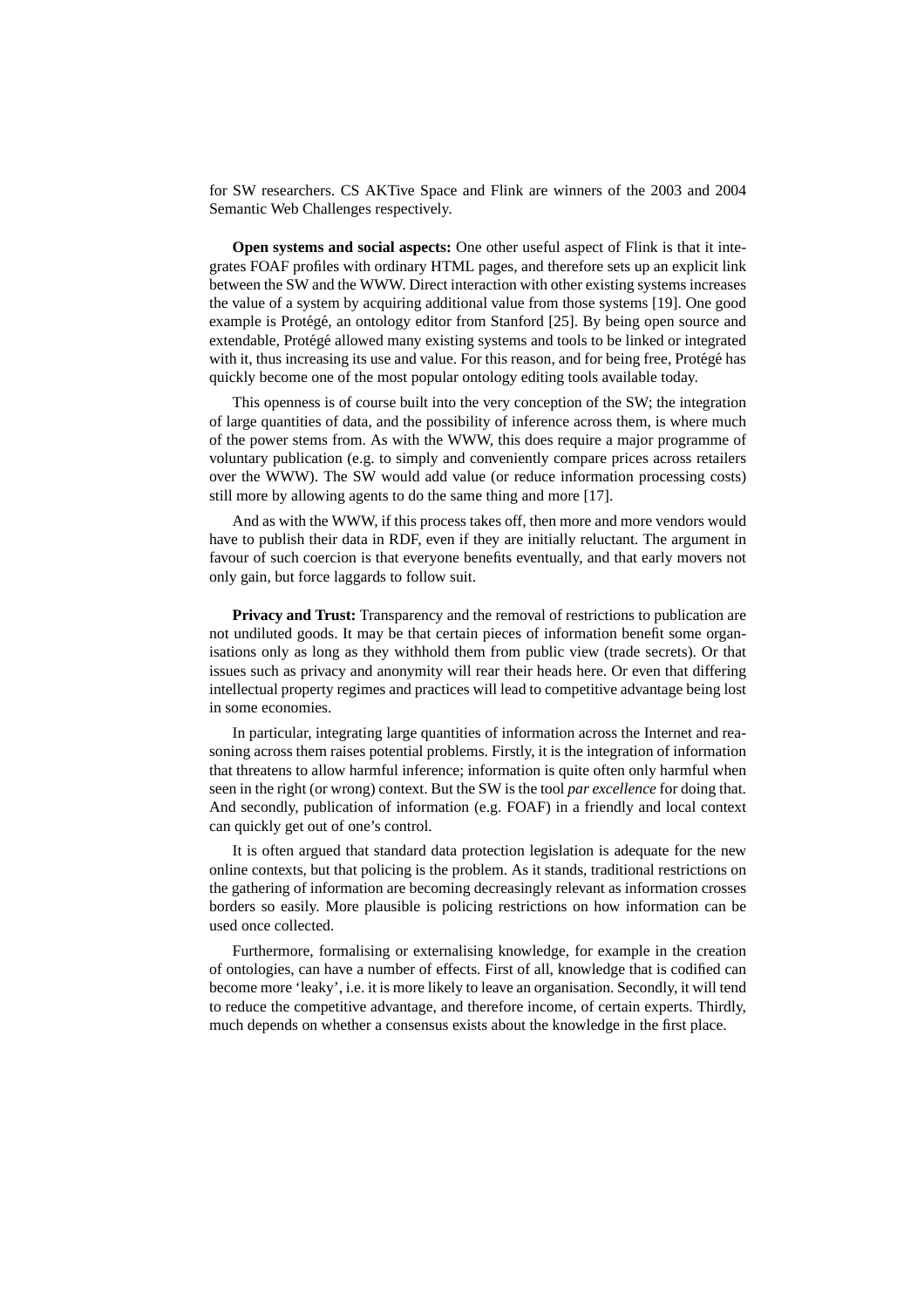for SW researchers. CS AKTive Space and Flink are winners of the 2003 and 2004 Semantic Web Challenges respectively.

**Open systems and social aspects:** One other useful aspect of Flink is that it integrates FOAF profiles with ordinary HTML pages, and therefore sets up an explicit link between the SW and the WWW. Direct interaction with other existing systems increases the value of a system by acquiring additional value from those systems [19]. One good example is Protégé, an ontology editor from Stanford [25]. By being open source and extendable, Protégé allowed many existing systems and tools to be linked or integrated with it, thus increasing its use and value. For this reason, and for being free, Protégé has quickly become one of the most popular ontology editing tools available today.

This openness is of course built into the very conception of the SW; the integration of large quantities of data, and the possibility of inference across them, is where much of the power stems from. As with the WWW, this does require a major programme of voluntary publication (e.g. to simply and conveniently compare prices across retailers over the WWW). The SW would add value (or reduce information processing costs) still more by allowing agents to do the same thing and more [17].

And as with the WWW, if this process takes off, then more and more vendors would have to publish their data in RDF, even if they are initially reluctant. The argument in favour of such coercion is that everyone benefits eventually, and that early movers not only gain, but force laggards to follow suit.

**Privacy and Trust:** Transparency and the removal of restrictions to publication are not undiluted goods. It may be that certain pieces of information benefit some organisations only as long as they withhold them from public view (trade secrets). Or that issues such as privacy and anonymity will rear their heads here. Or even that differing intellectual property regimes and practices will lead to competitive advantage being lost in some economies.

In particular, integrating large quantities of information across the Internet and reasoning across them raises potential problems. Firstly, it is the integration of information that threatens to allow harmful inference; information is quite often only harmful when seen in the right (or wrong) context. But the SW is the tool *par excellence* for doing that. And secondly, publication of information (e.g. FOAF) in a friendly and local context can quickly get out of one's control.

It is often argued that standard data protection legislation is adequate for the new online contexts, but that policing is the problem. As it stands, traditional restrictions on the gathering of information are becoming decreasingly relevant as information crosses borders so easily. More plausible is policing restrictions on how information can be used once collected.

Furthermore, formalising or externalising knowledge, for example in the creation of ontologies, can have a number of effects. First of all, knowledge that is codified can become more 'leaky', i.e. it is more likely to leave an organisation. Secondly, it will tend to reduce the competitive advantage, and therefore income, of certain experts. Thirdly, much depends on whether a consensus exists about the knowledge in the first place.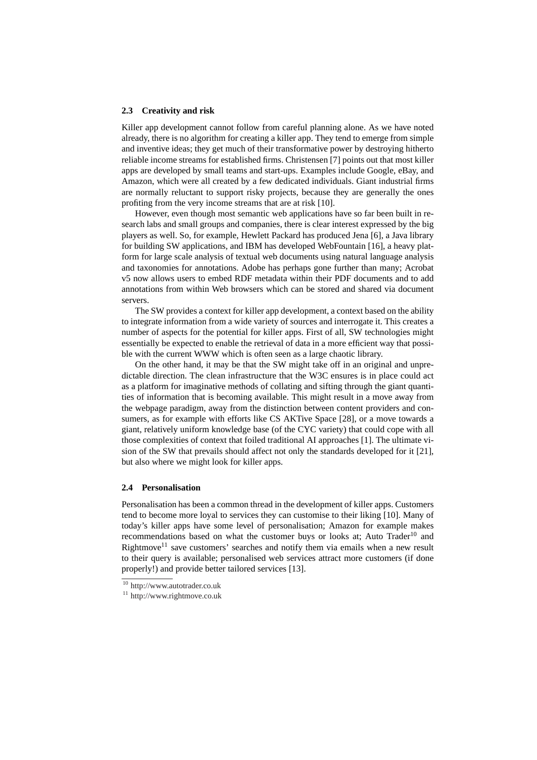### 2.3 Creativity and risk

Killer app development cannot follow from careful planning alone. As we have noted already, there is no algorithm for creating a killer app. They tend to emerge from simple and inventive ideas; they get much of their transformative power by destroying hitherto reliable income streams for established firms. Christensen [7] points out that most killer apps are developed by small teams and start-ups. Examples include Google, eBay, and Amazon, which were all created by a few dedicated individuals. Giant industrial firms are normally reluctant to support risky projects, because they are generally the ones profiting from the very income streams that are at risk [10].

However, even though most semantic web applications have so far been built in research labs and small groups and companies, there is clear interest expressed by the big players as well. So, for example, Hewlett Packard has produced Jena [6], a Java library for building SW applications, and IBM has developed WebFountain [16], a heavy platform for large scale analysis of textual web documents using natural language analysis and taxonomies for annotations. Adobe has perhaps gone further than many; Acrobat v5 now allows users to embed RDF metadata within their PDF documents and to add annotations from within Web browsers which can be stored and shared via document servers.

The SW provides a context for killer app development, a context based on the ability to integrate information from a wide variety of sources and interrogate it. This creates a number of aspects for the potential for killer apps. First of all, SW technologies might essentially be expected to enable the retrieval of data in a more efficient way that possible with the current WWW which is often seen as a large chaotic library.

On the other hand, it may be that the SW might take off in an original and unpredictable direction. The clean infrastructure that the W3C ensures is in place could act as a platform for imaginative methods of collating and sifting through the giant quantities of information that is becoming available. This might result in a move away from the webpage paradigm, away from the distinction between content providers and consumers, as for example with efforts like CS AKTive Space [28], or a move towards a giant, relatively uniform knowledge base (of the CYC variety) that could cope with all those complexities of context that foiled traditional AI approaches [1]. The ultimate vision of the SW that prevails should affect not only the standards developed for it [21], but also where we might look for killer apps.

### 2.4 Personalisation

Personalisation has been a common thread in the development of killer apps. Customers tend to become more loyal to services they can customise to their liking [10]. Many of today's killer apps have some level of personalisation; Amazon for example makes recommendations based on what the customer buys or looks at; Auto Trader[10] and Rightmove[11] save customers' searches and notify them via emails when a new result to their query is available; personalised web services attract more customers (if done properly!) and provide better tailored services [13].

[10] http://www.autotrader.co.uk

[11] http://www.rightmove.co.uk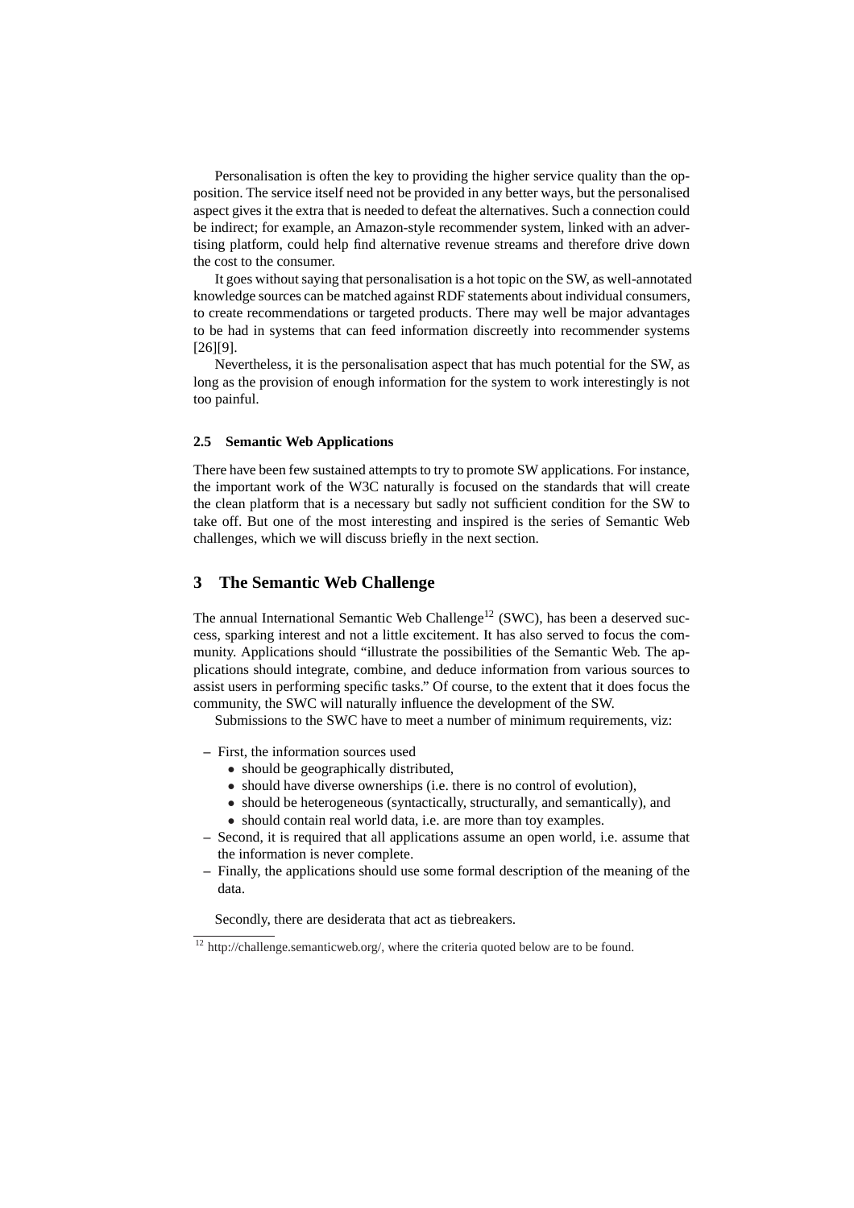Personalisation is often the key to providing the higher service quality than the opposition. The service itself need not be provided in any better ways, but the personalised aspect gives it the extra that is needed to defeat the alternatives. Such a connection could be indirect; for example, an Amazon-style recommender system, linked with an advertising platform, could help find alternative revenue streams and therefore drive down the cost to the consumer.

It goes without saying that personalisation is a hot topic on the SW, as well-annotated knowledge sources can be matched against RDF statements about individual consumers, to create recommendations or targeted products. There may well be major advantages to be had in systems that can feed information discreetly into recommender systems [26][9].

Nevertheless, it is the personalisation aspect that has much potential for the SW, as long as the provision of enough information for the system to work interestingly is not too painful.

### 2.5 Semantic Web Applications

There have been few sustained attempts to try to promote SW applications. For instance, the important work of the W3C naturally is focused on the standards that will create the clean platform that is a necessary but sadly not sufficient condition for the SW to take off. But one of the most interesting and inspired is the series of Semantic Web challenges, which we will discuss briefly in the next section.

## 3 The Semantic Web Challenge

The annual International Semantic Web Challenge[12] (SWC), has been a deserved success, sparking interest and not a little excitement. It has also served to focus the community. Applications should "illustrate the possibilities of the Semantic Web. The applications should integrate, combine, and deduce information from various sources to assist users in performing specific tasks." Of course, to the extent that it does focus the community, the SWC will naturally influence the development of the SW.

Submissions to the SWC have to meet a number of minimum requirements, viz:

- First, the information sources used
  - should be geographically distributed,
  - should have diverse ownerships (i.e. there is no control of evolution),
  - should be heterogeneous (syntactically, structurally, and semantically), and
  - should contain real world data, i.e. are more than toy examples.
- Second, it is required that all applications assume an open world, i.e. assume that the information is never complete.
- Finally, the applications should use some formal description of the meaning of the data.

Secondly, there are desiderata that act as tiebreakers.

[12] http://challenge.semanticweb.org/, where the criteria quoted below are to be found.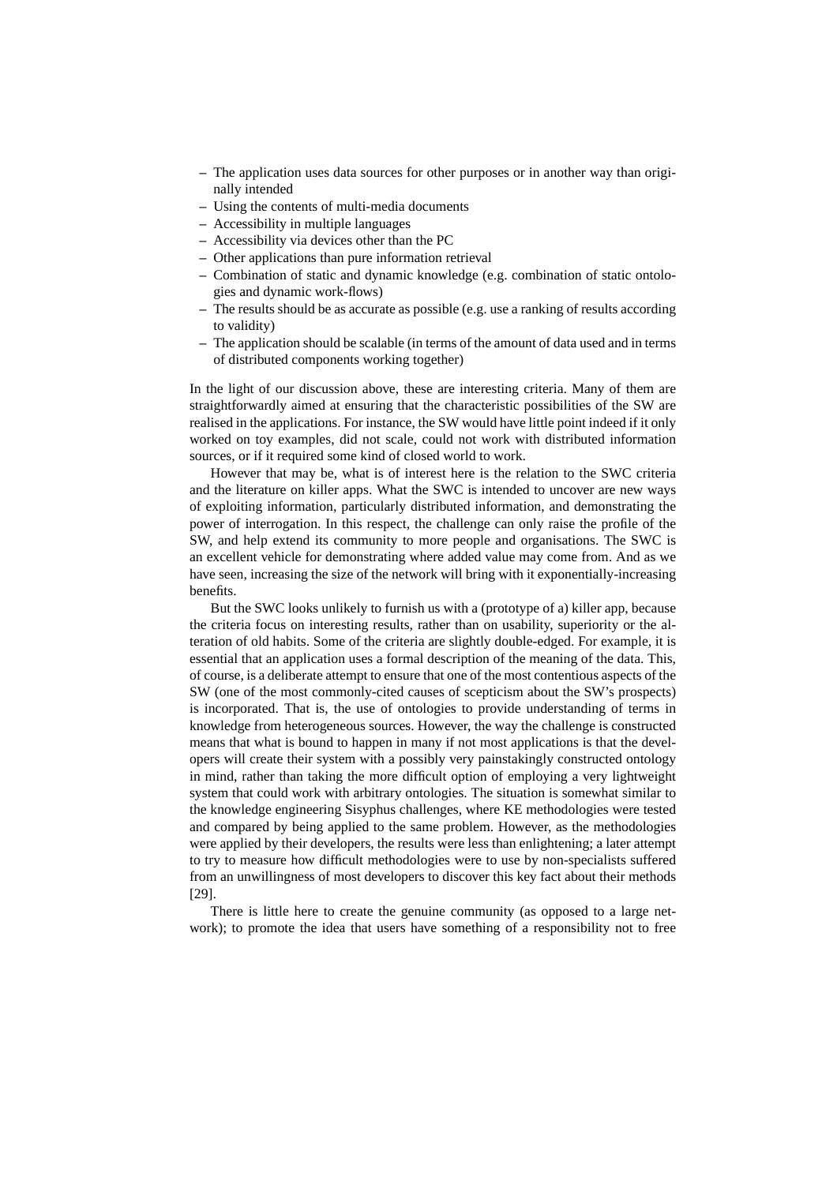- The application uses data sources for other purposes or in another way than originally intended
- Using the contents of multi-media documents
- Accessibility in multiple languages
- Accessibility via devices other than the PC
- Other applications than pure information retrieval
- Combination of static and dynamic knowledge (e.g. combination of static ontologies and dynamic work-flows)
- The results should be as accurate as possible (e.g. use a ranking of results according to validity)
- The application should be scalable (in terms of the amount of data used and in terms of distributed components working together)

In the light of our discussion above, these are interesting criteria. Many of them are straightforwardly aimed at ensuring that the characteristic possibilities of the SW are realised in the applications. For instance, the SW would have little point indeed if it only worked on toy examples, did not scale, could not work with distributed information sources, or if it required some kind of closed world to work.

However that may be, what is of interest here is the relation to the SWC criteria and the literature on killer apps. What the SWC is intended to uncover are new ways of exploiting information, particularly distributed information, and demonstrating the power of interrogation. In this respect, the challenge can only raise the profile of the SW, and help extend its community to more people and organisations. The SWC is an excellent vehicle for demonstrating where added value may come from. And as we have seen, increasing the size of the network will bring with it exponentially-increasing benefits.

But the SWC looks unlikely to furnish us with a (prototype of a) killer app, because the criteria focus on interesting results, rather than on usability, superiority or the alteration of old habits. Some of the criteria are slightly double-edged. For example, it is essential that an application uses a formal description of the meaning of the data. This, of course, is a deliberate attempt to ensure that one of the most contentious aspects of the SW (one of the most commonly-cited causes of scepticism about the SW's prospects) is incorporated. That is, the use of ontologies to provide understanding of terms in knowledge from heterogeneous sources. However, the way the challenge is constructed means that what is bound to happen in many if not most applications is that the developers will create their system with a possibly very painstakingly constructed ontology in mind, rather than taking the more difficult option of employing a very lightweight system that could work with arbitrary ontologies. The situation is somewhat similar to the knowledge engineering Sisyphus challenges, where KE methodologies were tested and compared by being applied to the same problem. However, as the methodologies were applied by their developers, the results were less than enlightening; a later attempt to try to measure how difficult methodologies were to use by non-specialists suffered from an unwillingness of most developers to discover this key fact about their methods [29].

There is little here to create the genuine community (as opposed to a large network); to promote the idea that users have something of a responsibility not to free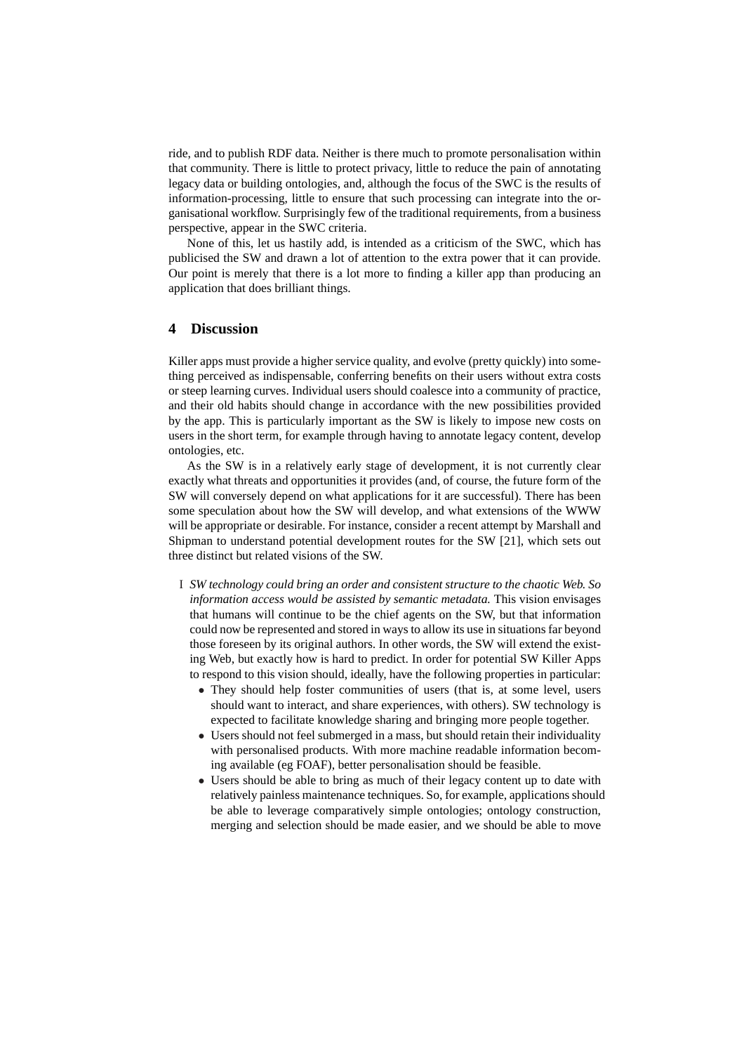ride, and to publish RDF data. Neither is there much to promote personalisation within that community. There is little to protect privacy, little to reduce the pain of annotating legacy data or building ontologies, and, although the focus of the SWC is the results of information-processing, little to ensure that such processing can integrate into the organisational workflow. Surprisingly few of the traditional requirements, from a business perspective, appear in the SWC criteria.

None of this, let us hastily add, is intended as a criticism of the SWC, which has publicised the SW and drawn a lot of attention to the extra power that it can provide. Our point is merely that there is a lot more to finding a killer app than producing an application that does brilliant things.

## 4 Discussion

Killer apps must provide a higher service quality, and evolve (pretty quickly) into something perceived as indispensable, conferring benefits on their users without extra costs or steep learning curves. Individual users should coalesce into a community of practice, and their old habits should change in accordance with the new possibilities provided by the app. This is particularly important as the SW is likely to impose new costs on users in the short term, for example through having to annotate legacy content, develop ontologies, etc.

As the SW is in a relatively early stage of development, it is not currently clear exactly what threats and opportunities it provides (and, of course, the future form of the SW will conversely depend on what applications for it are successful). There has been some speculation about how the SW will develop, and what extensions of the WWW will be appropriate or desirable. For instance, consider a recent attempt by Marshall and Shipman to understand potential development routes for the SW [21], which sets out three distinct but related visions of the SW.

I *SW technology could bring an order and consistent structure to the chaotic Web. So information access would be assisted by semantic metadata.* This vision envisages that humans will continue to be the chief agents on the SW, but that information could now be represented and stored in ways to allow its use in situations far beyond those foreseen by its original authors. In other words, the SW will extend the existing Web, but exactly how is hard to predict. In order for potential SW Killer Apps to respond to this vision should, ideally, have the following properties in particular:
  - They should help foster communities of users (that is, at some level, users should want to interact, and share experiences, with others). SW technology is expected to facilitate knowledge sharing and bringing more people together.
  - Users should not feel submerged in a mass, but should retain their individuality with personalised products. With more machine readable information becoming available (eg FOAF), better personalisation should be feasible.
  - Users should be able to bring as much of their legacy content up to date with relatively painless maintenance techniques. So, for example, applications should be able to leverage comparatively simple ontologies; ontology construction, merging and selection should be made easier, and we should be able to move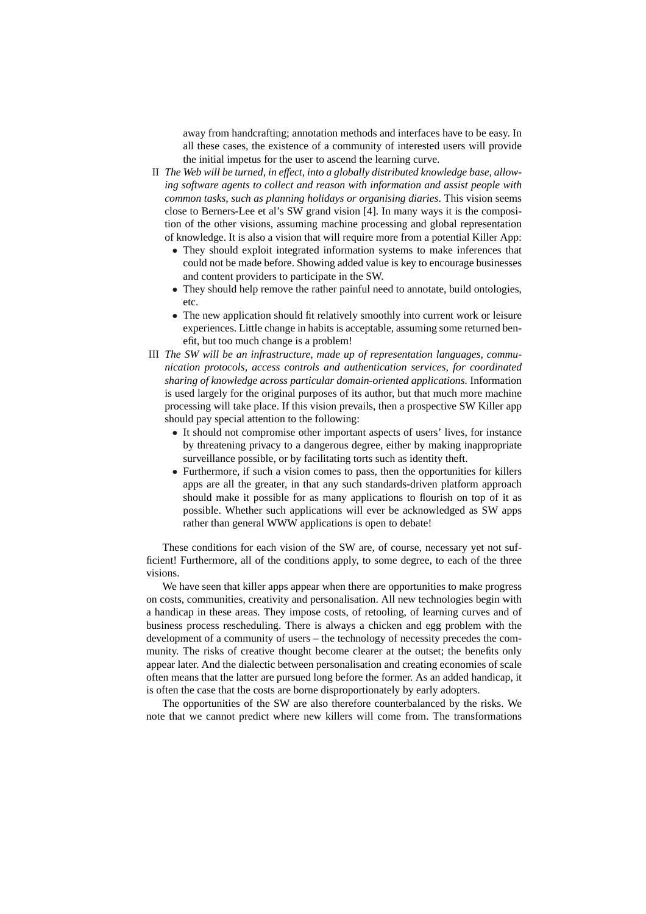away from handcrafting; annotation methods and interfaces have to be easy. In all these cases, the existence of a community of interested users will provide the initial impetus for the user to ascend the learning curve.

II *The Web will be turned, in effect, into a globally distributed knowledge base, allowing software agents to collect and reason with information and assist people with common tasks, such as planning holidays or organising diaries*. This vision seems close to Berners-Lee et al's SW grand vision [4]. In many ways it is the composition of the other visions, assuming machine processing and global representation of knowledge. It is also a vision that will require more from a potential Killer App:
   - They should exploit integrated information systems to make inferences that could not be made before. Showing added value is key to encourage businesses and content providers to participate in the SW.
   - They should help remove the rather painful need to annotate, build ontologies, etc.
   - The new application should fit relatively smoothly into current work or leisure experiences. Little change in habits is acceptable, assuming some returned benefit, but too much change is a problem!

III *The SW will be an infrastructure, made up of representation languages, communication protocols, access controls and authentication services, for coordinated sharing of knowledge across particular domain-oriented applications.* Information is used largely for the original purposes of its author, but that much more machine processing will take place. If this vision prevails, then a prospective SW Killer app should pay special attention to the following:
   - It should not compromise other important aspects of users' lives, for instance by threatening privacy to a dangerous degree, either by making inappropriate surveillance possible, or by facilitating torts such as identity theft.
   - Furthermore, if such a vision comes to pass, then the opportunities for killers apps are all the greater, in that any such standards-driven platform approach should make it possible for as many applications to flourish on top of it as possible. Whether such applications will ever be acknowledged as SW apps rather than general WWW applications is open to debate!

These conditions for each vision of the SW are, of course, necessary yet not sufficient! Furthermore, all of the conditions apply, to some degree, to each of the three visions.

We have seen that killer apps appear when there are opportunities to make progress on costs, communities, creativity and personalisation. All new technologies begin with a handicap in these areas. They impose costs, of retooling, of learning curves and of business process rescheduling. There is always a chicken and egg problem with the development of a community of users – the technology of necessity precedes the community. The risks of creative thought become clearer at the outset; the benefits only appear later. And the dialectic between personalisation and creating economies of scale often means that the latter are pursued long before the former. As an added handicap, it is often the case that the costs are borne disproportionately by early adopters.

The opportunities of the SW are also therefore counterbalanced by the risks. We note that we cannot predict where new killers will come from. The transformations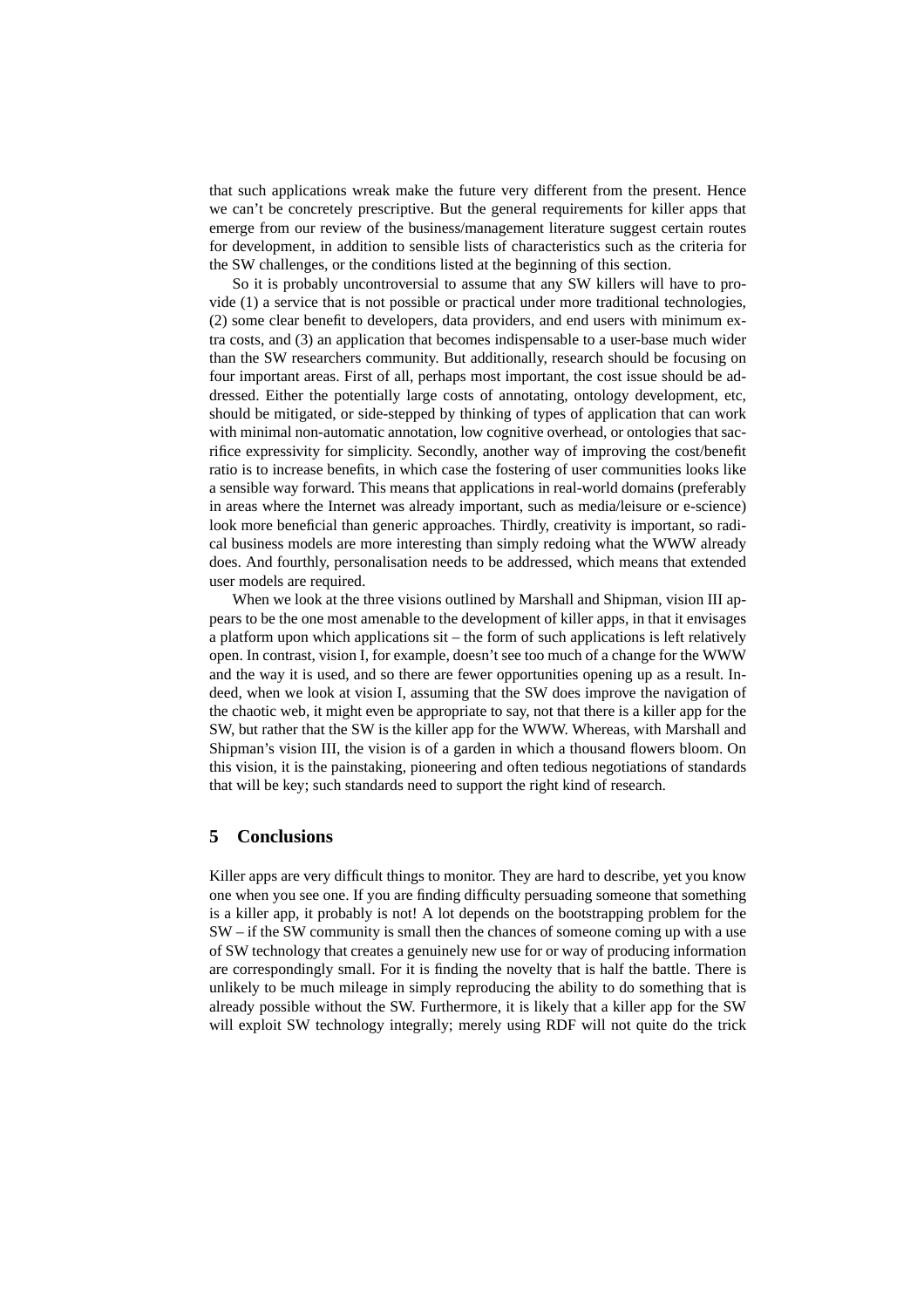that such applications wreak make the future very different from the present. Hence we can't be concretely prescriptive. But the general requirements for killer apps that emerge from our review of the business/management literature suggest certain routes for development, in addition to sensible lists of characteristics such as the criteria for the SW challenges, or the conditions listed at the beginning of this section.

So it is probably uncontroversial to assume that any SW killers will have to provide (1) a service that is not possible or practical under more traditional technologies, (2) some clear benefit to developers, data providers, and end users with minimum extra costs, and (3) an application that becomes indispensable to a user-base much wider than the SW researchers community. But additionally, research should be focusing on four important areas. First of all, perhaps most important, the cost issue should be addressed. Either the potentially large costs of annotating, ontology development, etc, should be mitigated, or side-stepped by thinking of types of application that can work with minimal non-automatic annotation, low cognitive overhead, or ontologies that sacrifice expressivity for simplicity. Secondly, another way of improving the cost/benefit ratio is to increase benefits, in which case the fostering of user communities looks like a sensible way forward. This means that applications in real-world domains (preferably in areas where the Internet was already important, such as media/leisure or e-science) look more beneficial than generic approaches. Thirdly, creativity is important, so radical business models are more interesting than simply redoing what the WWW already does. And fourthly, personalisation needs to be addressed, which means that extended user models are required.

When we look at the three visions outlined by Marshall and Shipman, vision III appears to be the one most amenable to the development of killer apps, in that it envisages a platform upon which applications sit – the form of such applications is left relatively open. In contrast, vision I, for example, doesn't see too much of a change for the WWW and the way it is used, and so there are fewer opportunities opening up as a result. Indeed, when we look at vision I, assuming that the SW does improve the navigation of the chaotic web, it might even be appropriate to say, not that there is a killer app for the SW, but rather that the SW is the killer app for the WWW. Whereas, with Marshall and Shipman's vision III, the vision is of a garden in which a thousand flowers bloom. On this vision, it is the painstaking, pioneering and often tedious negotiations of standards that will be key; such standards need to support the right kind of research.

## 5 Conclusions

Killer apps are very difficult things to monitor. They are hard to describe, yet you know one when you see one. If you are finding difficulty persuading someone that something is a killer app, it probably is not! A lot depends on the bootstrapping problem for the SW – if the SW community is small then the chances of someone coming up with a use of SW technology that creates a genuinely new use for or way of producing information are correspondingly small. For it is finding the novelty that is half the battle. There is unlikely to be much mileage in simply reproducing the ability to do something that is already possible without the SW. Furthermore, it is likely that a killer app for the SW will exploit SW technology integrally; merely using RDF will not quite do the trick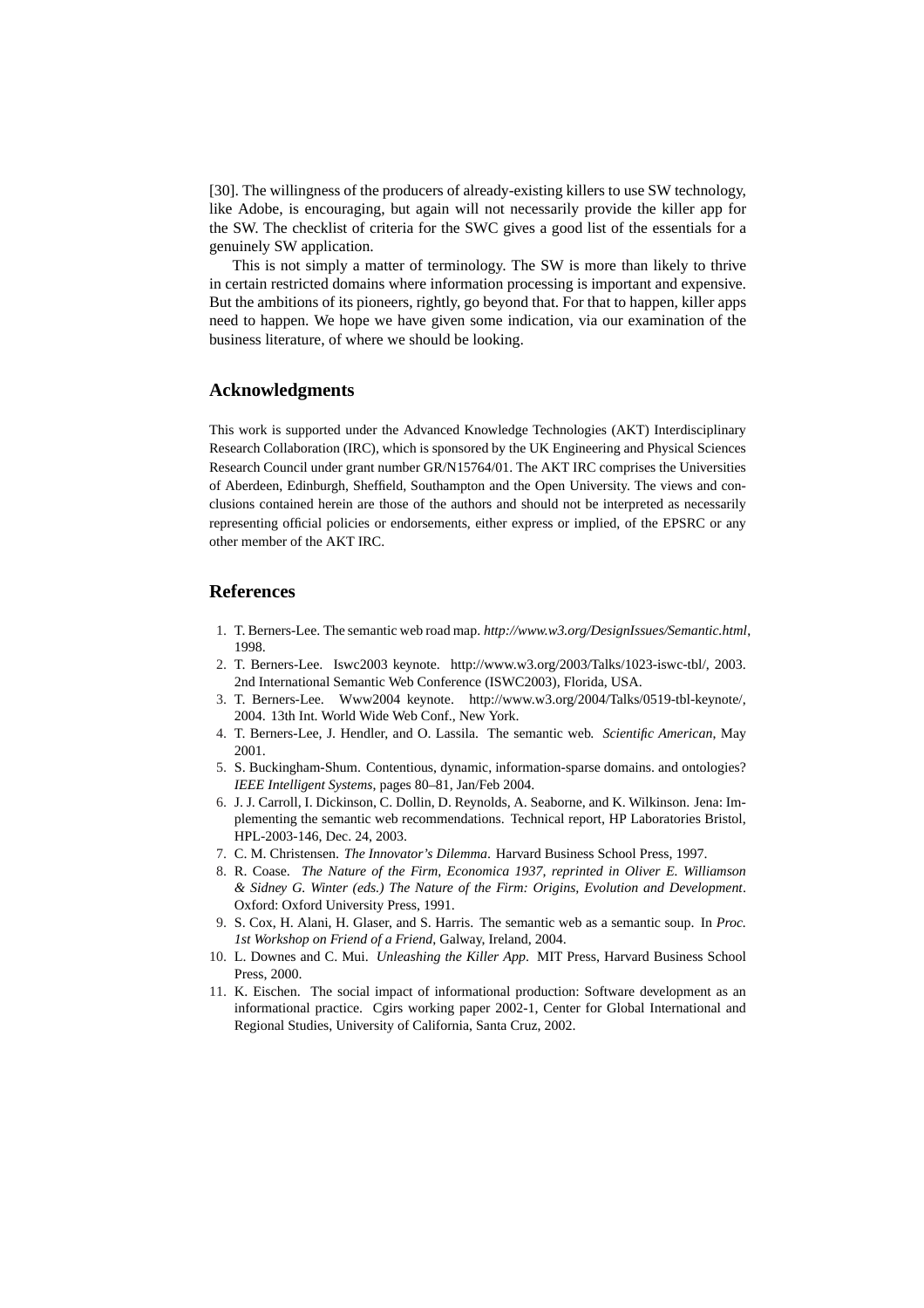[30]. The willingness of the producers of already-existing killers to use SW technology, like Adobe, is encouraging, but again will not necessarily provide the killer app for the SW. The checklist of criteria for the SWC gives a good list of the essentials for a genuinely SW application.

This is not simply a matter of terminology. The SW is more than likely to thrive in certain restricted domains where information processing is important and expensive. But the ambitions of its pioneers, rightly, go beyond that. For that to happen, killer apps need to happen. We hope we have given some indication, via our examination of the business literature, of where we should be looking.

## Acknowledgments

This work is supported under the Advanced Knowledge Technologies (AKT) Interdisciplinary Research Collaboration (IRC), which is sponsored by the UK Engineering and Physical Sciences Research Council under grant number GR/N15764/01. The AKT IRC comprises the Universities of Aberdeen, Edinburgh, Sheffield, Southampton and the Open University. The views and conclusions contained herein are those of the authors and should not be interpreted as necessarily representing official policies or endorsements, either express or implied, of the EPSRC or any other member of the AKT IRC.

## References

1. T. Berners-Lee. The semantic web road map. *http://www.w3.org/DesignIssues/Semantic.html*, 1998.
2. T. Berners-Lee. Iswc2003 keynote. http://www.w3.org/2003/Talks/1023-iswc-tbl/, 2003. 2nd International Semantic Web Conference (ISWC2003), Florida, USA.
3. T. Berners-Lee. Www2004 keynote. http://www.w3.org/2004/Talks/0519-tbl-keynote/, 2004. 13th Int. World Wide Web Conf., New York.
4. T. Berners-Lee, J. Hendler, and O. Lassila. The semantic web. *Scientific American*, May 2001.
5. S. Buckingham-Shum. Contentious, dynamic, information-sparse domains. and ontologies? *IEEE Intelligent Systems*, pages 80–81, Jan/Feb 2004.
6. J. J. Carroll, I. Dickinson, C. Dollin, D. Reynolds, A. Seaborne, and K. Wilkinson. Jena: Implementing the semantic web recommendations. Technical report, HP Laboratories Bristol, HPL-2003-146, Dec. 24, 2003.
7. C. M. Christensen. *The Innovator's Dilemma*. Harvard Business School Press, 1997.
8. R. Coase. *The Nature of the Firm, Economica 1937, reprinted in Oliver E. Williamson & Sidney G. Winter (eds.) The Nature of the Firm: Origins, Evolution and Development*. Oxford: Oxford University Press, 1991.
9. S. Cox, H. Alani, H. Glaser, and S. Harris. The semantic web as a semantic soup. In *Proc. 1st Workshop on Friend of a Friend*, Galway, Ireland, 2004.
10. L. Downes and C. Mui. *Unleashing the Killer App*. MIT Press, Harvard Business School Press, 2000.
11. K. Eischen. The social impact of informational production: Software development as an informational practice. Cgirs working paper 2002-1, Center for Global International and Regional Studies, University of California, Santa Cruz, 2002.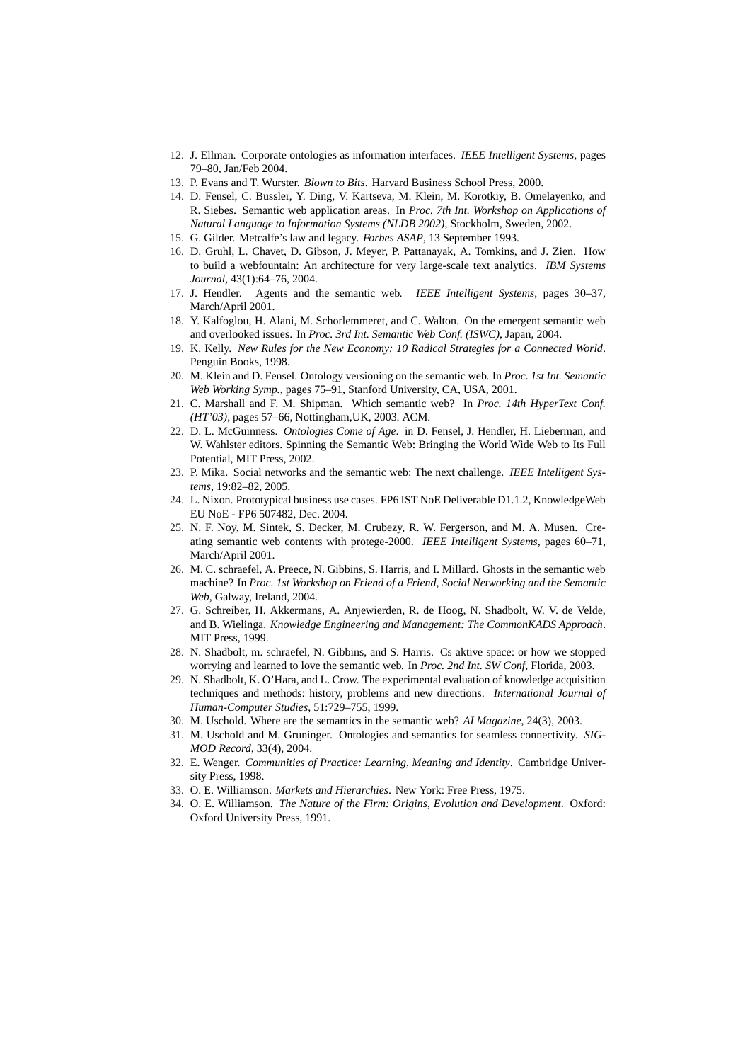12. J. Ellman. Corporate ontologies as information interfaces. *IEEE Intelligent Systems*, pages 79–80, Jan/Feb 2004.
13. P. Evans and T. Wurster. *Blown to Bits*. Harvard Business School Press, 2000.
14. D. Fensel, C. Bussler, Y. Ding, V. Kartseva, M. Klein, M. Korotkiy, B. Omelayenko, and R. Siebes. Semantic web application areas. In *Proc. 7th Int. Workshop on Applications of Natural Language to Information Systems (NLDB 2002)*, Stockholm, Sweden, 2002.
15. G. Gilder. Metcalfe's law and legacy. *Forbes ASAP*, 13 September 1993.
16. D. Gruhl, L. Chavet, D. Gibson, J. Meyer, P. Pattanayak, A. Tomkins, and J. Zien. How to build a webfountain: An architecture for very large-scale text analytics. *IBM Systems Journal*, 43(1):64–76, 2004.
17. J. Hendler. Agents and the semantic web. *IEEE Intelligent Systems*, pages 30–37, March/April 2001.
18. Y. Kalfoglou, H. Alani, M. Schorlemmeret, and C. Walton. On the emergent semantic web and overlooked issues. In *Proc. 3rd Int. Semantic Web Conf. (ISWC)*, Japan, 2004.
19. K. Kelly. *New Rules for the New Economy: 10 Radical Strategies for a Connected World*. Penguin Books, 1998.
20. M. Klein and D. Fensel. Ontology versioning on the semantic web. In *Proc. 1st Int. Semantic Web Working Symp.*, pages 75–91, Stanford University, CA, USA, 2001.
21. C. Marshall and F. M. Shipman. Which semantic web? In *Proc. 14th HyperText Conf. (HT'03)*, pages 57–66, Nottingham,UK, 2003. ACM.
22. D. L. McGuinness. *Ontologies Come of Age*. in D. Fensel, J. Hendler, H. Lieberman, and W. Wahlster editors. Spinning the Semantic Web: Bringing the World Wide Web to Its Full Potential, MIT Press, 2002.
23. P. Mika. Social networks and the semantic web: The next challenge. *IEEE Intelligent Systems*, 19:82–82, 2005.
24. L. Nixon. Prototypical business use cases. FP6 IST NoE Deliverable D1.1.2, KnowledgeWeb EU NoE - FP6 507482, Dec. 2004.
25. N. F. Noy, M. Sintek, S. Decker, M. Crubezy, R. W. Fergerson, and M. A. Musen. Creating semantic web contents with protege-2000. *IEEE Intelligent Systems*, pages 60–71, March/April 2001.
26. M. C. schraefel, A. Preece, N. Gibbins, S. Harris, and I. Millard. Ghosts in the semantic web machine? In *Proc. 1st Workshop on Friend of a Friend, Social Networking and the Semantic Web*, Galway, Ireland, 2004.
27. G. Schreiber, H. Akkermans, A. Anjewierden, R. de Hoog, N. Shadbolt, W. V. de Velde, and B. Wielinga. *Knowledge Engineering and Management: The CommonKADS Approach*. MIT Press, 1999.
28. N. Shadbolt, m. schraefel, N. Gibbins, and S. Harris. Cs aktive space: or how we stopped worrying and learned to love the semantic web. In *Proc. 2nd Int. SW Conf*, Florida, 2003.
29. N. Shadbolt, K. O'Hara, and L. Crow. The experimental evaluation of knowledge acquisition techniques and methods: history, problems and new directions. *International Journal of Human-Computer Studies*, 51:729–755, 1999.
30. M. Uschold. Where are the semantics in the semantic web? *AI Magazine*, 24(3), 2003.
31. M. Uschold and M. Gruninger. Ontologies and semantics for seamless connectivity. *SIGMOD Record*, 33(4), 2004.
32. E. Wenger. *Communities of Practice: Learning, Meaning and Identity*. Cambridge University Press, 1998.
33. O. E. Williamson. *Markets and Hierarchies*. New York: Free Press, 1975.
34. O. E. Williamson. *The Nature of the Firm: Origins, Evolution and Development*. Oxford: Oxford University Press, 1991.